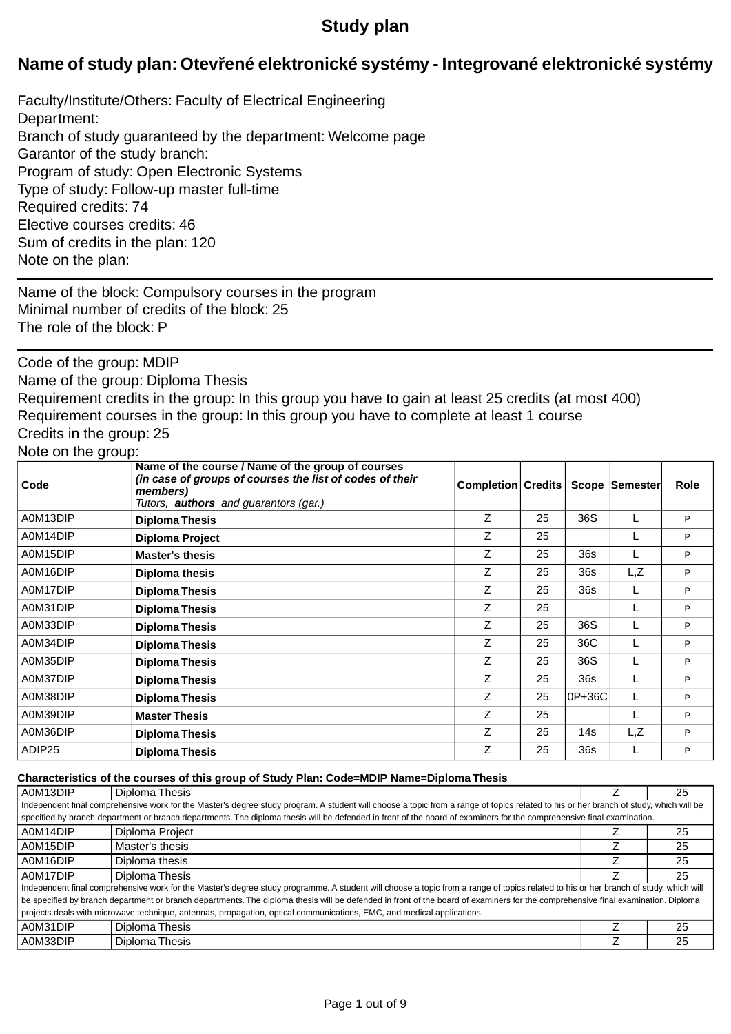# Study plan

## Name of study plan: Otevřené elektronické systémy - Integrované elektronické systémy

Faculty/Institute/Others: Faculty of Electrical Engineering
Department:
Branch of study guaranteed by the department: Welcome page
Garantor of the study branch:
Program of study: Open Electronic Systems
Type of study: Follow-up master full-time
Required credits: 74
Elective courses credits: 46
Sum of credits in the plan: 120
Note on the plan:

---

Name of the block: Compulsory courses in the program
Minimal number of credits of the block: 25
The role of the block: P

---

Code of the group: MDIP
Name of the group: Diploma Thesis
Requirement credits in the group: In this group you have to gain at least 25 credits (at most 400)
Requirement courses in the group: In this group you have to complete at least 1 course
Credits in the group: 25
Note on the group:

| Code | Name of the course / Name of the group of courses *(in case of groups of courses the list of codes of their members)* *Tutors, **authors** and guarantors (gar.)* | Completion | Credits | Scope | Semester | Role |
|---|---|---|---|---|---|---|
| A0M13DIP | **Diploma Thesis** | Z | 25 | 36S | L | P |
| A0M14DIP | **Diploma Project** | Z | 25 | | L | P |
| A0M15DIP | **Master's thesis** | Z | 25 | 36s | L | P |
| A0M16DIP | **Diploma thesis** | Z | 25 | 36s | L,Z | P |
| A0M17DIP | **Diploma Thesis** | Z | 25 | 36s | L | P |
| A0M31DIP | **Diploma Thesis** | Z | 25 | | L | P |
| A0M33DIP | **Diploma Thesis** | Z | 25 | 36S | L | P |
| A0M34DIP | **Diploma Thesis** | Z | 25 | 36C | L | P |
| A0M35DIP | **Diploma Thesis** | Z | 25 | 36S | L | P |
| A0M37DIP | **Diploma Thesis** | Z | 25 | 36s | L | P |
| A0M38DIP | **Diploma Thesis** | Z | 25 | 0P+36C | L | P |
| A0M39DIP | **Master Thesis** | Z | 25 | | L | P |
| A0M36DIP | **Diploma Thesis** | Z | 25 | 14s | L,Z | P |
| ADIP25 | **Diploma Thesis** | Z | 25 | 36s | L | P |

**Characteristics of the courses of this group of Study Plan: Code=MDIP Name=Diploma Thesis**

| | | | |
|---|---|---|---|
| A0M13DIP | Diploma Thesis | Z | 25 |

Independent final comprehensive work for the Master's degree study program. A student will choose a topic from a range of topics related to his or her branch of study, which will be specified by branch department or branch departments. The diploma thesis will be defended in front of the board of examiners for the comprehensive final examination.

| | | | |
|---|---|---|---|
| A0M14DIP | Diploma Project | Z | 25 |
| A0M15DIP | Master's thesis | Z | 25 |
| A0M16DIP | Diploma thesis | Z | 25 |
| A0M17DIP | Diploma Thesis | Z | 25 |

Independent final comprehensive work for the Master's degree study programme. A student will choose a topic from a range of topics related to his or her branch of study, which will be specified by branch department or branch departments. The diploma thesis will be defended in front of the board of examiners for the comprehensive final examination. Diploma projects deals with microwave technique, antennas, propagation, optical communications, EMC, and medical applications.

| | | | |
|---|---|---|---|
| A0M31DIP | Diploma Thesis | Z | 25 |
| A0M33DIP | Diploma Thesis | Z | 25 |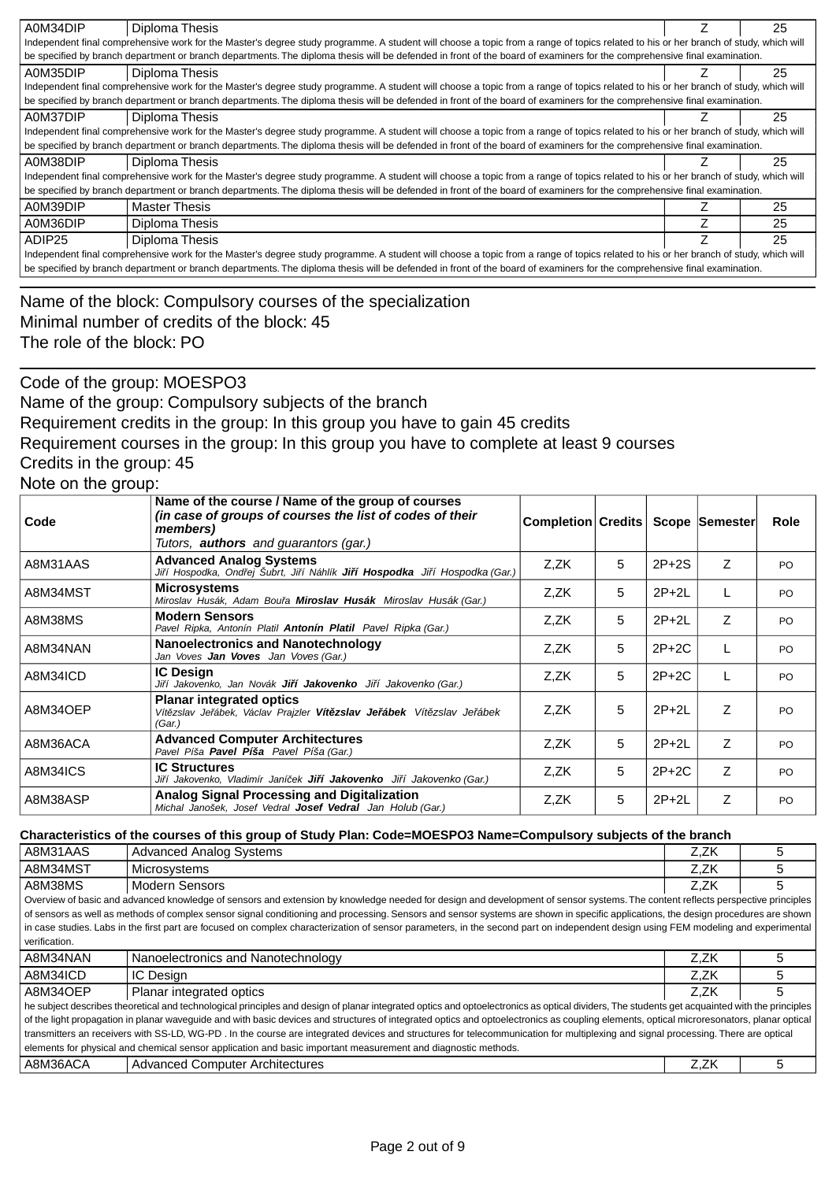| A0M34DIP | Diploma Thesis | Z | 25 |
|---|---|---|---|
| Independent final comprehensive work for the Master's degree study programme. A student will choose a topic from a range of topics related to his or her branch of study, which will be specified by branch department or branch departments. The diploma thesis will be defended in front of the board of examiners for the comprehensive final examination. | | | |
| A0M35DIP | Diploma Thesis | Z | 25 |
| Independent final comprehensive work for the Master's degree study programme. A student will choose a topic from a range of topics related to his or her branch of study, which will be specified by branch department or branch departments. The diploma thesis will be defended in front of the board of examiners for the comprehensive final examination. | | | |
| A0M37DIP | Diploma Thesis | Z | 25 |
| Independent final comprehensive work for the Master's degree study programme. A student will choose a topic from a range of topics related to his or her branch of study, which will be specified by branch department or branch departments. The diploma thesis will be defended in front of the board of examiners for the comprehensive final examination. | | | |
| A0M38DIP | Diploma Thesis | Z | 25 |
| Independent final comprehensive work for the Master's degree study programme. A student will choose a topic from a range of topics related to his or her branch of study, which will be specified by branch department or branch departments. The diploma thesis will be defended in front of the board of examiners for the comprehensive final examination. | | | |
| A0M39DIP | Master Thesis | Z | 25 |
| A0M36DIP | Diploma Thesis | Z | 25 |
| ADIP25 | Diploma Thesis | Z | 25 |
| Independent final comprehensive work for the Master's degree study programme. A student will choose a topic from a range of topics related to his or her branch of study, which will be specified by branch department or branch departments. The diploma thesis will be defended in front of the board of examiners for the comprehensive final examination. | | | |

Name of the block: Compulsory courses of the specialization
Minimal number of credits of the block: 45
The role of the block: PO

Code of the group: MOESPO3
Name of the group: Compulsory subjects of the branch
Requirement credits in the group: In this group you have to gain 45 credits
Requirement courses in the group: In this group you have to complete at least 9 courses
Credits in the group: 45
Note on the group:

| Code | Name of the course / Name of the group of courses *(in case of groups of courses the list of codes of their members)* Tutors, ***authors*** and guarantors (gar.) | Completion | Credits | Scope | Semester | Role |
|---|---|---|---|---|---|---|
| A8M31AAS | **Advanced Analog Systems** *Jiří Hospodka, Ondřej Šubrt, Jiří Náhlík* ***Jiří Hospodka*** *Jiří Hospodka (Gar.)* | Z,ZK | 5 | 2P+2S | Z | PO |
| A8M34MST | **Microsystems** *Miroslav Husák, Adam Bouřa* ***Miroslav Husák*** *Miroslav Husák (Gar.)* | Z,ZK | 5 | 2P+2L | L | PO |
| A8M38MS | **Modern Sensors** *Pavel Ripka, Antonín Platil* ***Antonín Platil*** *Pavel Ripka (Gar.)* | Z,ZK | 5 | 2P+2L | Z | PO |
| A8M34NAN | **Nanoelectronics and Nanotechnology** *Jan Voves* ***Jan Voves*** *Jan Voves (Gar.)* | Z,ZK | 5 | 2P+2C | L | PO |
| A8M34ICD | **IC Design** *Jiří Jakovenko, Jan Novák* ***Jiří Jakovenko*** *Jiří Jakovenko (Gar.)* | Z,ZK | 5 | 2P+2C | L | PO |
| A8M34OEP | **Planar integrated optics** *Vítězslav Jeřábek, Václav Prajzler* ***Vítězslav Jeřábek*** *Vítězslav Jeřábek (Gar.)* | Z,ZK | 5 | 2P+2L | Z | PO |
| A8M36ACA | **Advanced Computer Architectures** *Pavel Píša* ***Pavel Píša*** *Pavel Píša (Gar.)* | Z,ZK | 5 | 2P+2L | Z | PO |
| A8M34ICS | **IC Structures** *Jiří Jakovenko, Vladimír Janíček* ***Jiří Jakovenko*** *Jiří Jakovenko (Gar.)* | Z,ZK | 5 | 2P+2C | Z | PO |
| A8M38ASP | **Analog Signal Processing and Digitalization** *Michal Janošek, Josef Vedral* ***Josef Vedral*** *Jan Holub (Gar.)* | Z,ZK | 5 | 2P+2L | Z | PO |

**Characteristics of the courses of this group of Study Plan: Code=MOESPO3 Name=Compulsory subjects of the branch**

| A8M31AAS | Advanced Analog Systems | Z,ZK | 5 |
|---|---|---|---|
| A8M34MST | Microsystems | Z,ZK | 5 |
| A8M38MS | Modern Sensors | Z,ZK | 5 |
| Overview of basic and advanced knowledge of sensors and extension by knowledge needed for design and development of sensor systems. The content reflects perspective principles of sensors as well as methods of complex sensor signal conditioning and processing. Sensors and sensor systems are shown in specific applications, the design procedures are shown in case studies. Labs in the first part are focused on complex characterization of sensor parameters, in the second part on independent design using FEM modeling and experimental verification. | | | |
| A8M34NAN | Nanoelectronics and Nanotechnology | Z,ZK | 5 |
| A8M34ICD | IC Design | Z,ZK | 5 |
| A8M34OEP | Planar integrated optics | Z,ZK | 5 |
| he subject describes theoretical and technological principles and design of planar integrated optics and optoelectronics as optical dividers, The students get acquainted with the principles of the light propagation in planar waveguide and with basic devices and structures of integrated optics and optoelectronics as coupling elements, optical microresonators, planar optical transmitters an receivers with SS-LD, WG-PD . In the course are integrated devices and structures for telecommunication for multiplexing and signal processing. There are optical elements for physical and chemical sensor application and basic important measurement and diagnostic methods. | | | |
| A8M36ACA | Advanced Computer Architectures | Z,ZK | 5 |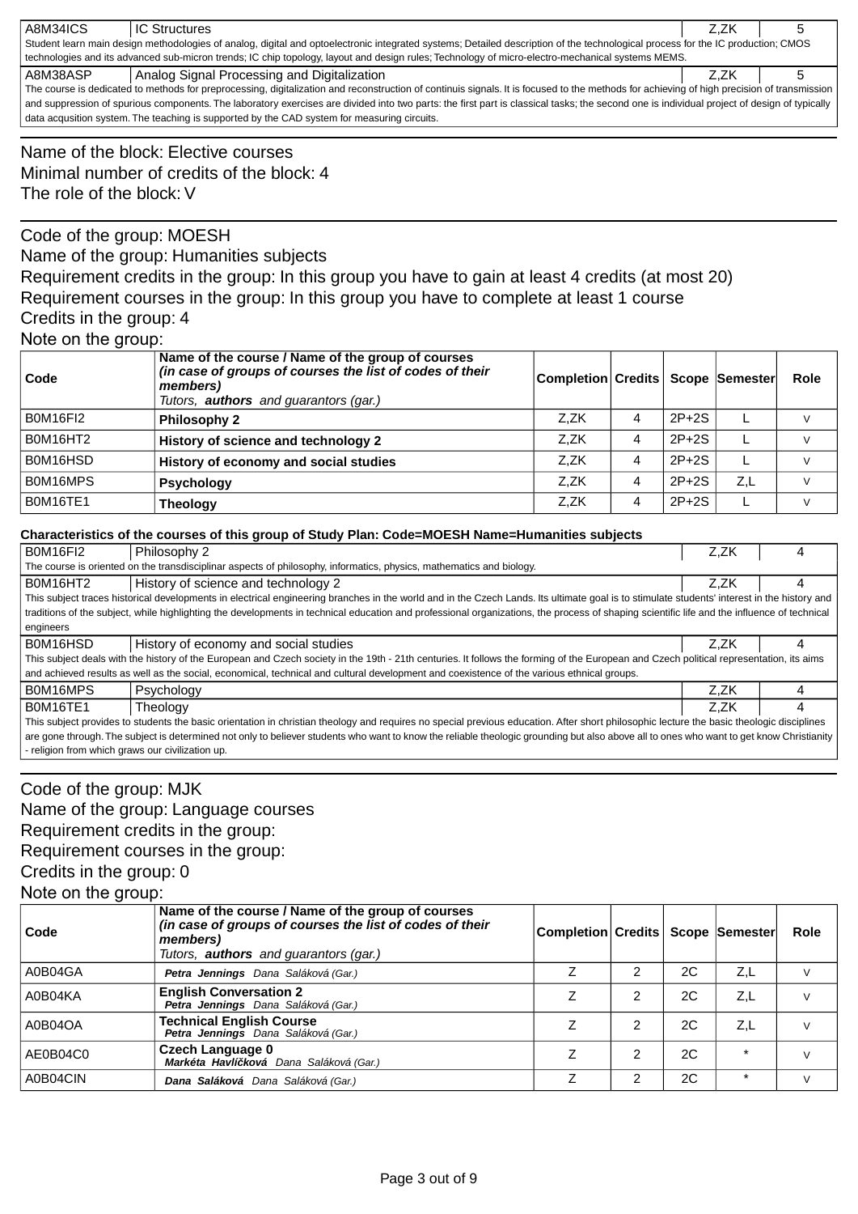| A8M34ICS | IC Structures | Z,ZK | 5 |
|---|---|---|---|

Student learn main design methodologies of analog, digital and optoelectronic integrated systems; Detailed description of the technological process for the IC production; CMOS technologies and its advanced sub-micron trends; IC chip topology, layout and design rules; Technology of micro-electro-mechanical systems MEMS.

| A8M38ASP | Analog Signal Processing and Digitalization | Z,ZK | 5 |
|---|---|---|---|

The course is dedicated to methods for preprocessing, digitalization and reconstruction of continuis signals. It is focused to the methods for achieving of high precision of transmission and suppression of spurious components. The laboratory exercises are divided into two parts: the first part is classical tasks; the second one is individual project of design of typically data acqusition system. The teaching is supported by the CAD system for measuring circuits.

Name of the block: Elective courses
Minimal number of credits of the block: 4
The role of the block: V

Code of the group: MOESH
Name of the group: Humanities subjects
Requirement credits in the group: In this group you have to gain at least 4 credits (at most 20)
Requirement courses in the group: In this group you have to complete at least 1 course
Credits in the group: 4
Note on the group:

| Code | Name of the course / Name of the group of courses *(in case of groups of courses the list of codes of their members)* *Tutors,* ***authors*** *and guarantors (gar.)* | Completion | Credits | Scope | Semester | Role |
|---|---|---|---|---|---|---|
| B0M16FI2 | **Philosophy 2** | Z,ZK | 4 | 2P+2S | L | V |
| B0M16HT2 | **History of science and technology 2** | Z,ZK | 4 | 2P+2S | L | V |
| B0M16HSD | **History of economy and social studies** | Z,ZK | 4 | 2P+2S | L | V |
| B0M16MPS | **Psychology** | Z,ZK | 4 | 2P+2S | Z,L | V |
| B0M16TE1 | **Theology** | Z,ZK | 4 | 2P+2S | L | V |

**Characteristics of the courses of this group of Study Plan: Code=MOESH Name=Humanities subjects**

| B0M16FI2 | Philosophy 2 | Z,ZK | 4 |
|---|---|---|---|

The course is oriented on the transdisciplinar aspects of philosophy, informatics, physics, mathematics and biology.

| B0M16HT2 | History of science and technology 2 | Z,ZK | 4 |
|---|---|---|---|

This subject traces historical developments in electrical engineering branches in the world and in the Czech Lands. Its ultimate goal is to stimulate students' interest in the history and traditions of the subject, while highlighting the developments in technical education and professional organizations, the process of shaping scientific life and the influence of technical engineers

| B0M16HSD | History of economy and social studies | Z,ZK | 4 |
|---|---|---|---|

This subject deals with the history of the European and Czech society in the 19th - 21th centuries. It follows the forming of the European and Czech political representation, its aims and achieved results as well as the social, economical, technical and cultural development and coexistence of the various ethnical groups.

| B0M16MPS | Psychology | Z,ZK | 4 |
|---|---|---|---|
| B0M16TE1 | Theology | Z,ZK | 4 |

This subject provides to students the basic orientation in christian theology and requires no special previous education. After short philosophic lecture the basic theologic disciplines are gone through. The subject is determined not only to believer students who want to know the reliable theologic grounding but also above all to ones who want to get know Christianity - religion from which graws our civilization up.

Code of the group: MJK
Name of the group: Language courses
Requirement credits in the group:
Requirement courses in the group:
Credits in the group: 0
Note on the group:

| Code | Name of the course / Name of the group of courses *(in case of groups of courses the list of codes of their members)* *Tutors,* ***authors*** *and guarantors (gar.)* | Completion | Credits | Scope | Semester | Role |
|---|---|---|---|---|---|---|
| A0B04GA | ***Petra Jennings*** *Dana Saláková (Gar.)* | Z | 2 | 2C | Z,L | V |
| A0B04KA | **English Conversation 2** ***Petra Jennings*** *Dana Saláková (Gar.)* | Z | 2 | 2C | Z,L | V |
| A0B04OA | **Technical English Course** ***Petra Jennings*** *Dana Saláková (Gar.)* | Z | 2 | 2C | Z,L | V |
| AE0B04C0 | **Czech Language 0** ***Markéta Havlíčková*** *Dana Saláková (Gar.)* | Z | 2 | 2C | * | V |
| A0B04CIN | ***Dana Saláková*** *Dana Saláková (Gar.)* | Z | 2 | 2C | * | V |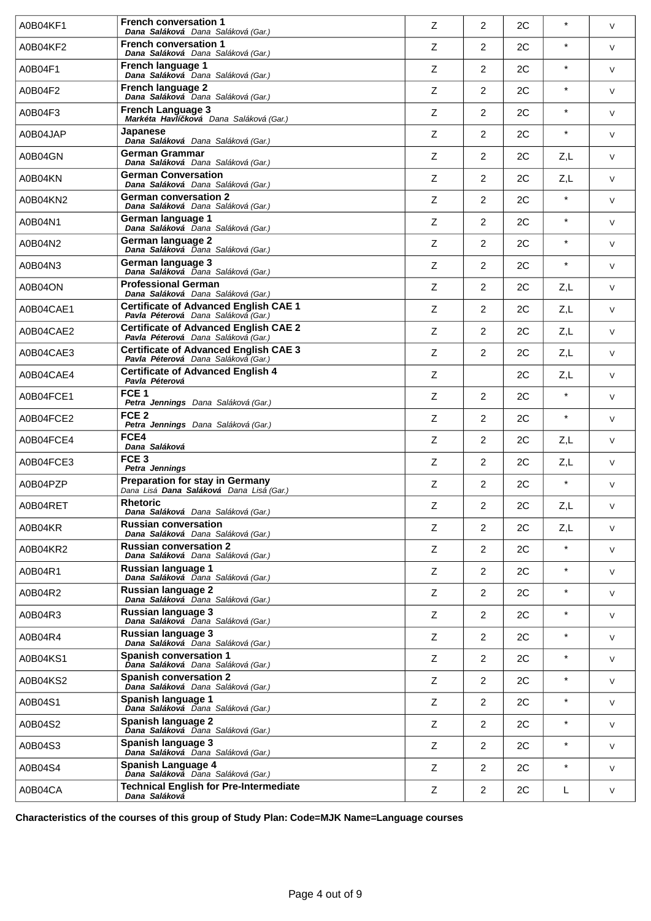| | | | | | | |
|---|---|---|---|---|---|---|
| A0B04KF1 | **French conversation 1**<br>***Dana Saláková*** *Dana Saláková (Gar.)* | Z | 2 | 2C | * | V |
| A0B04KF2 | **French conversation 1**<br>***Dana Saláková*** *Dana Saláková (Gar.)* | Z | 2 | 2C | * | V |
| A0B04F1 | **French language 1**<br>***Dana Saláková*** *Dana Saláková (Gar.)* | Z | 2 | 2C | * | V |
| A0B04F2 | **French language 2**<br>***Dana Saláková*** *Dana Saláková (Gar.)* | Z | 2 | 2C | * | V |
| A0B04F3 | **French Language 3**<br>***Markéta Havlíčková*** *Dana Saláková (Gar.)* | Z | 2 | 2C | * | V |
| A0B04JAP | **Japanese**<br>***Dana Saláková*** *Dana Saláková (Gar.)* | Z | 2 | 2C | * | V |
| A0B04GN | **German Grammar**<br>***Dana Saláková*** *Dana Saláková (Gar.)* | Z | 2 | 2C | Z,L | V |
| A0B04KN | **German Conversation**<br>***Dana Saláková*** *Dana Saláková (Gar.)* | Z | 2 | 2C | Z,L | V |
| A0B04KN2 | **German conversation 2**<br>***Dana Saláková*** *Dana Saláková (Gar.)* | Z | 2 | 2C | * | V |
| A0B04N1 | **German language 1**<br>***Dana Saláková*** *Dana Saláková (Gar.)* | Z | 2 | 2C | * | V |
| A0B04N2 | **German language 2**<br>***Dana Saláková*** *Dana Saláková (Gar.)* | Z | 2 | 2C | * | V |
| A0B04N3 | **German language 3**<br>***Dana Saláková*** *Dana Saláková (Gar.)* | Z | 2 | 2C | * | V |
| A0B04ON | **Professional German**<br>***Dana Saláková*** *Dana Saláková (Gar.)* | Z | 2 | 2C | Z,L | V |
| A0B04CAE1 | **Certificate of Advanced English CAE 1**<br>***Pavla Péterová*** *Dana Saláková (Gar.)* | Z | 2 | 2C | Z,L | V |
| A0B04CAE2 | **Certificate of Advanced English CAE 2**<br>***Pavla Péterová*** *Dana Saláková (Gar.)* | Z | 2 | 2C | Z,L | V |
| A0B04CAE3 | **Certificate of Advanced English CAE 3**<br>***Pavla Péterová*** *Dana Saláková (Gar.)* | Z | 2 | 2C | Z,L | V |
| A0B04CAE4 | **Certificate of Advanced English 4**<br>***Pavla Péterová*** | Z | | 2C | Z,L | V |
| A0B04FCE1 | **FCE 1**<br>***Petra Jennings*** *Dana Saláková (Gar.)* | Z | 2 | 2C | * | V |
| A0B04FCE2 | **FCE 2**<br>***Petra Jennings*** *Dana Saláková (Gar.)* | Z | 2 | 2C | * | V |
| A0B04FCE4 | **FCE4**<br>***Dana Saláková*** | Z | 2 | 2C | Z,L | V |
| A0B04FCE3 | **FCE 3**<br>***Petra Jennings*** | Z | 2 | 2C | Z,L | V |
| A0B04PZP | **Preparation for stay in Germany**<br>*Dana Lisá* ***Dana Saláková*** *Dana Lisá (Gar.)* | Z | 2 | 2C | * | V |
| A0B04RET | **Rhetoric**<br>***Dana Saláková*** *Dana Saláková (Gar.)* | Z | 2 | 2C | Z,L | V |
| A0B04KR | **Russian conversation**<br>***Dana Saláková*** *Dana Saláková (Gar.)* | Z | 2 | 2C | Z,L | V |
| A0B04KR2 | **Russian conversation 2**<br>***Dana Saláková*** *Dana Saláková (Gar.)* | Z | 2 | 2C | * | V |
| A0B04R1 | **Russian language 1**<br>***Dana Saláková*** *Dana Saláková (Gar.)* | Z | 2 | 2C | * | V |
| A0B04R2 | **Russian language 2**<br>***Dana Saláková*** *Dana Saláková (Gar.)* | Z | 2 | 2C | * | V |
| A0B04R3 | **Russian language 3**<br>***Dana Saláková*** *Dana Saláková (Gar.)* | Z | 2 | 2C | * | V |
| A0B04R4 | **Russian language 3**<br>***Dana Saláková*** *Dana Saláková (Gar.)* | Z | 2 | 2C | * | V |
| A0B04KS1 | **Spanish conversation 1**<br>***Dana Saláková*** *Dana Saláková (Gar.)* | Z | 2 | 2C | * | V |
| A0B04KS2 | **Spanish conversation 2**<br>***Dana Saláková*** *Dana Saláková (Gar.)* | Z | 2 | 2C | * | V |
| A0B04S1 | **Spanish language 1**<br>***Dana Saláková*** *Dana Saláková (Gar.)* | Z | 2 | 2C | * | V |
| A0B04S2 | **Spanish language 2**<br>***Dana Saláková*** *Dana Saláková (Gar.)* | Z | 2 | 2C | * | V |
| A0B04S3 | **Spanish language 3**<br>***Dana Saláková*** *Dana Saláková (Gar.)* | Z | 2 | 2C | * | V |
| A0B04S4 | **Spanish Language 4**<br>***Dana Saláková*** *Dana Saláková (Gar.)* | Z | 2 | 2C | * | V |
| A0B04CA | **Technical English for Pre-Intermediate**<br>***Dana Saláková*** | Z | 2 | 2C | L | V |

**Characteristics of the courses of this group of Study Plan: Code=MJK Name=Language courses**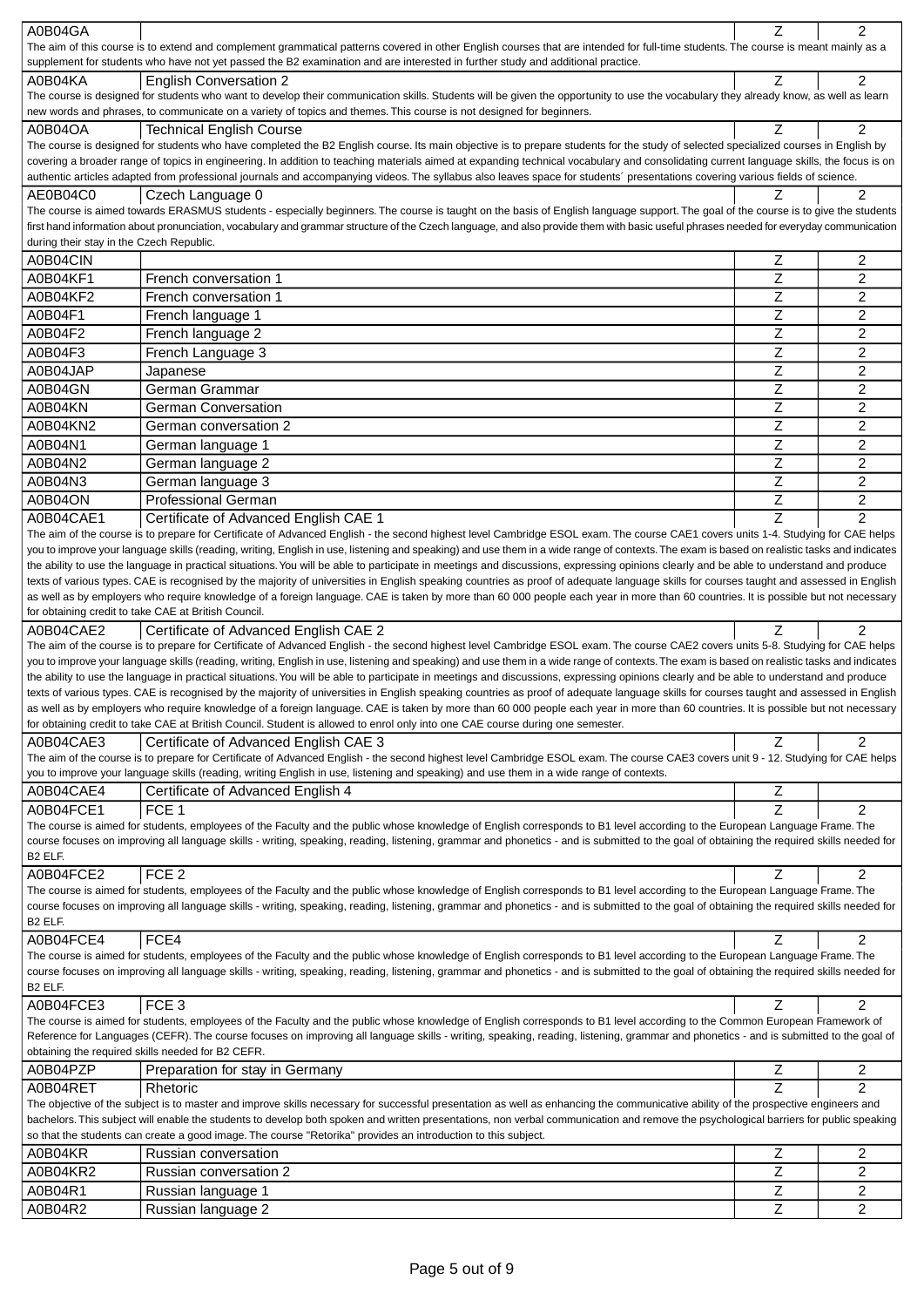| Code | Name | Completion | Credits |
|---|---|---|---|
| A0B04GA | | Z | 2 |
| The aim of this course is to extend and complement grammatical patterns covered in other English courses that are intended for full-time students. The course is meant mainly as a supplement for students who have not yet passed the B2 examination and are interested in further study and additional practice. | | | |
| A0B04KA | English Conversation 2 | Z | 2 |
| The course is designed for students who want to develop their communication skills. Students will be given the opportunity to use the vocabulary they already know, as well as learn new words and phrases, to communicate on a variety of topics and themes. This course is not designed for beginners. | | | |
| A0B04OA | Technical English Course | Z | 2 |
| The course is designed for students who have completed the B2 English course. Its main objective is to prepare students for the study of selected specialized courses in English by covering a broader range of topics in engineering. In addition to teaching materials aimed at expanding technical vocabulary and consolidating current language skills, the focus is on authentic articles adapted from professional journals and accompanying videos. The syllabus also leaves space for students´ presentations covering various fields of science. | | | |
| AE0B04C0 | Czech Language 0 | Z | 2 |
| The course is aimed towards ERASMUS students - especially beginners. The course is taught on the basis of English language support. The goal of the course is to give the students first hand information about pronunciation, vocabulary and grammar structure of the Czech language, and also provide them with basic useful phrases needed for everyday communication during their stay in the Czech Republic. | | | |
| A0B04CIN | | Z | 2 |
| A0B04KF1 | French conversation 1 | Z | 2 |
| A0B04KF2 | French conversation 1 | Z | 2 |
| A0B04F1 | French language 1 | Z | 2 |
| A0B04F2 | French language 2 | Z | 2 |
| A0B04F3 | French Language 3 | Z | 2 |
| A0B04JAP | Japanese | Z | 2 |
| A0B04GN | German Grammar | Z | 2 |
| A0B04KN | German Conversation | Z | 2 |
| A0B04KN2 | German conversation 2 | Z | 2 |
| A0B04N1 | German language 1 | Z | 2 |
| A0B04N2 | German language 2 | Z | 2 |
| A0B04N3 | German language 3 | Z | 2 |
| A0B04ON | Professional German | Z | 2 |
| A0B04CAE1 | Certificate of Advanced English CAE 1 | Z | 2 |
| The aim of the course is to prepare for Certificate of Advanced English - the second highest level Cambridge ESOL exam. The course CAE1 covers units 1-4. Studying for CAE helps you to improve your language skills (reading, writing, English in use, listening and speaking) and use them in a wide range of contexts. The exam is based on realistic tasks and indicates the ability to use the language in practical situations. You will be able to participate in meetings and discussions, expressing opinions clearly and be able to understand and produce texts of various types. CAE is recognised by the majority of universities in English speaking countries as proof of adequate language skills for courses taught and assessed in English as well as by employers who require knowledge of a foreign language. CAE is taken by more than 60 000 people each year in more than 60 countries. It is possible but not necessary for obtaining credit to take CAE at British Council. | | | |
| A0B04CAE2 | Certificate of Advanced English CAE 2 | Z | 2 |
| The aim of the course is to prepare for Certificate of Advanced English - the second highest level Cambridge ESOL exam. The course CAE2 covers units 5-8. Studying for CAE helps you to improve your language skills (reading, writing, English in use, listening and speaking) and use them in a wide range of contexts. The exam is based on realistic tasks and indicates the ability to use the language in practical situations. You will be able to participate in meetings and discussions, expressing opinions clearly and be able to understand and produce texts of various types. CAE is recognised by the majority of universities in English speaking countries as proof of adequate language skills for courses taught and assessed in English as well as by employers who require knowledge of a foreign language. CAE is taken by more than 60 000 people each year in more than 60 countries. It is possible but not necessary for obtaining credit to take CAE at British Council. Student is allowed to enrol only into one CAE course during one semester. | | | |
| A0B04CAE3 | Certificate of Advanced English CAE 3 | Z | 2 |
| The aim of the course is to prepare for Certificate of Advanced English - the second highest level Cambridge ESOL exam. The course CAE3 covers unit 9 - 12. Studying for CAE helps you to improve your language skills (reading, writing English in use, listening and speaking) and use them in a wide range of contexts. | | | |
| A0B04CAE4 | Certificate of Advanced English 4 | Z | |
| A0B04FCE1 | FCE 1 | Z | 2 |
| The course is aimed for students, employees of the Faculty and the public whose knowledge of English corresponds to B1 level according to the European Language Frame. The course focuses on improving all language skills - writing, speaking, reading, listening, grammar and phonetics - and is submitted to the goal of obtaining the required skills needed for B2 ELF. | | | |
| A0B04FCE2 | FCE 2 | Z | 2 |
| The course is aimed for students, employees of the Faculty and the public whose knowledge of English corresponds to B1 level according to the European Language Frame. The course focuses on improving all language skills - writing, speaking, reading, listening, grammar and phonetics - and is submitted to the goal of obtaining the required skills needed for B2 ELF. | | | |
| A0B04FCE4 | FCE4 | Z | 2 |
| The course is aimed for students, employees of the Faculty and the public whose knowledge of English corresponds to B1 level according to the European Language Frame. The course focuses on improving all language skills - writing, speaking, reading, listening, grammar and phonetics - and is submitted to the goal of obtaining the required skills needed for B2 ELF. | | | |
| A0B04FCE3 | FCE 3 | Z | 2 |
| The course is aimed for students, employees of the Faculty and the public whose knowledge of English corresponds to B1 level according to the Common European Framework of Reference for Languages (CEFR). The course focuses on improving all language skills - writing, speaking, reading, listening, grammar and phonetics - and is submitted to the goal of obtaining the required skills needed for B2 CEFR. | | | |
| A0B04PZP | Preparation for stay in Germany | Z | 2 |
| A0B04RET | Rhetoric | Z | 2 |
| The objective of the subject is to master and improve skills necessary for successful presentation as well as enhancing the communicative ability of the prospective engineers and bachelors. This subject will enable the students to develop both spoken and written presentations, non verbal communication and remove the psychological barriers for public speaking so that the students can create a good image. The course "Retorika" provides an introduction to this subject. | | | |
| A0B04KR | Russian conversation | Z | 2 |
| A0B04KR2 | Russian conversation 2 | Z | 2 |
| A0B04R1 | Russian language 1 | Z | 2 |
| A0B04R2 | Russian language 2 | Z | 2 |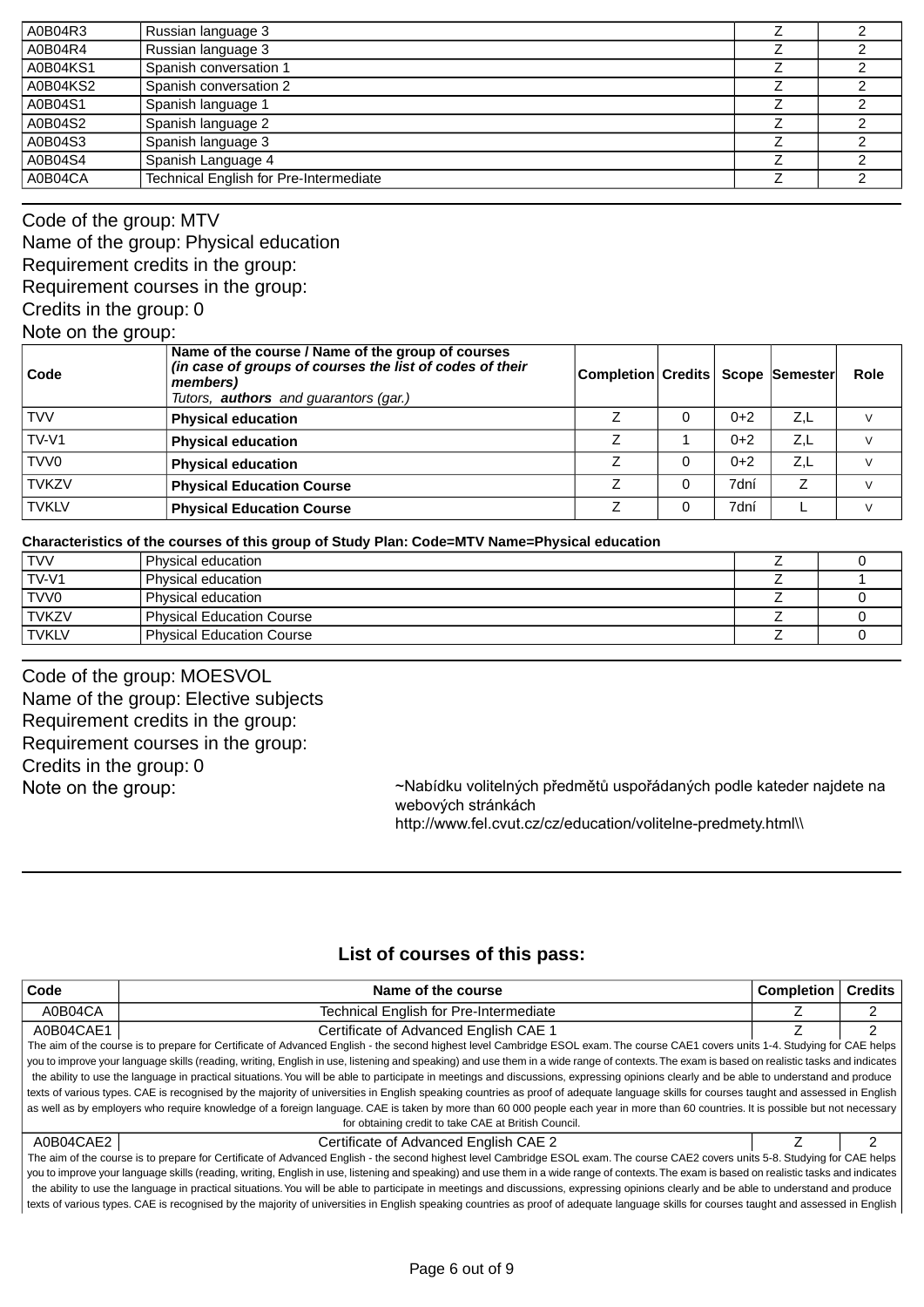| A0B04R3 | Russian language 3 | Z | 2 |
|---|---|---|---|
| A0B04R4 | Russian language 3 | Z | 2 |
| A0B04KS1 | Spanish conversation 1 | Z | 2 |
| A0B04KS2 | Spanish conversation 2 | Z | 2 |
| A0B04S1 | Spanish language 1 | Z | 2 |
| A0B04S2 | Spanish language 2 | Z | 2 |
| A0B04S3 | Spanish language 3 | Z | 2 |
| A0B04S4 | Spanish Language 4 | Z | 2 |
| A0B04CA | Technical English for Pre-Intermediate | Z | 2 |

Code of the group: MTV
Name of the group: Physical education
Requirement credits in the group:
Requirement courses in the group:
Credits in the group: 0
Note on the group:

| Code | Name of the course / Name of the group of courses *(in case of groups of courses the list of codes of their members)* *Tutors,* ***authors*** *and guarantors (gar.)* | Completion | Credits | Scope | Semester | Role |
|---|---|---|---|---|---|---|
| TVV | **Physical education** | Z | 0 | 0+2 | Z,L | V |
| TV-V1 | **Physical education** | Z | 1 | 0+2 | Z,L | V |
| TVV0 | **Physical education** | Z | 0 | 0+2 | Z,L | V |
| TVKZV | **Physical Education Course** | Z | 0 | 7dní | Z | V |
| TVKLV | **Physical Education Course** | Z | 0 | 7dní | L | V |

**Characteristics of the courses of this group of Study Plan: Code=MTV Name=Physical education**

| TVV | Physical education | Z | 0 |
|---|---|---|---|
| TV-V1 | Physical education | Z | 1 |
| TVV0 | Physical education | Z | 0 |
| TVKZV | Physical Education Course | Z | 0 |
| TVKLV | Physical Education Course | Z | 0 |

Code of the group: MOESVOL
Name of the group: Elective subjects
Requirement credits in the group:
Requirement courses in the group:
Credits in the group: 0
Note on the group: ~Nabídku volitelných předmětů uspořádaných podle kateder najdete na webových stránkách http://www.fel.cvut.cz/cz/education/volitelne-predmety.html\\

## List of courses of this pass:

| Code | Name of the course | Completion | Credits |
|---|---|---|---|
| A0B04CA | Technical English for Pre-Intermediate | Z | 2 |
| A0B04CAE1 | Certificate of Advanced English CAE 1 | Z | 2 |

The aim of the course is to prepare for Certificate of Advanced English - the second highest level Cambridge ESOL exam. The course CAE1 covers units 1-4. Studying for CAE helps you to improve your language skills (reading, writing, English in use, listening and speaking) and use them in a wide range of contexts. The exam is based on realistic tasks and indicates the ability to use the language in practical situations. You will be able to participate in meetings and discussions, expressing opinions clearly and be able to understand and produce texts of various types. CAE is recognised by the majority of universities in English speaking countries as proof of adequate language skills for courses taught and assessed in English as well as by employers who require knowledge of a foreign language. CAE is taken by more than 60 000 people each year in more than 60 countries. It is possible but not necessary for obtaining credit to take CAE at British Council.

| Code | Name of the course | Completion | Credits |
|---|---|---|---|
| A0B04CAE2 | Certificate of Advanced English CAE 2 | Z | 2 |

The aim of the course is to prepare for Certificate of Advanced English - the second highest level Cambridge ESOL exam. The course CAE2 covers units 5-8. Studying for CAE helps you to improve your language skills (reading, writing, English in use, listening and speaking) and use them in a wide range of contexts. The exam is based on realistic tasks and indicates the ability to use the language in practical situations. You will be able to participate in meetings and discussions, expressing opinions clearly and be able to understand and produce texts of various types. CAE is recognised by the majority of universities in English speaking countries as proof of adequate language skills for courses taught and assessed in English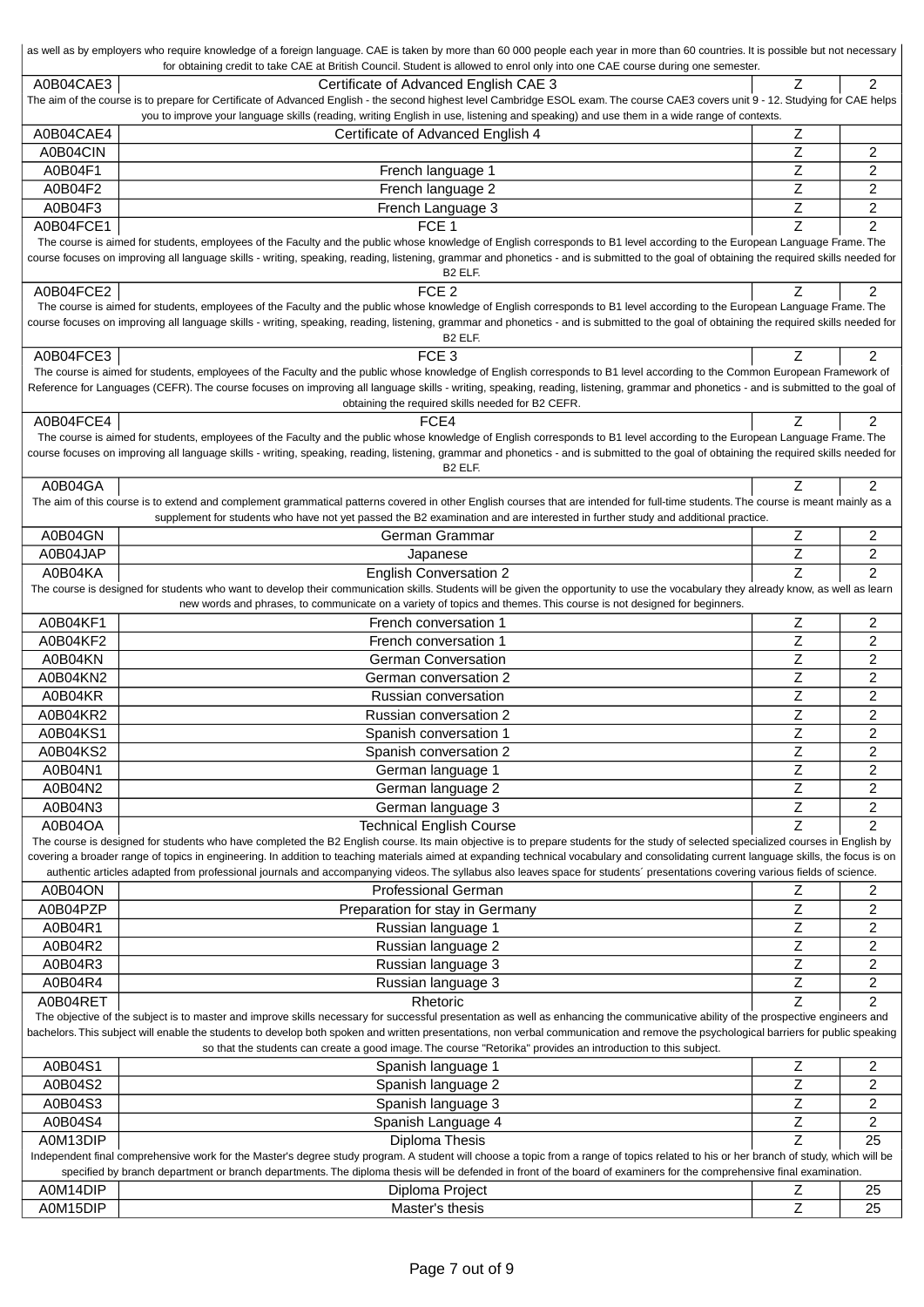as well as by employers who require knowledge of a foreign language. CAE is taken by more than 60 000 people each year in more than 60 countries. It is possible but not necessary for obtaining credit to take CAE at British Council. Student is allowed to enrol only into one CAE course during one semester.

| | | | |
|---|---|---|---|
| A0B04CAE3 | Certificate of Advanced English CAE 3 | Z | 2 |
| The aim of the course is to prepare for Certificate of Advanced English - the second highest level Cambridge ESOL exam. The course CAE3 covers unit 9 - 12. Studying for CAE helps you to improve your language skills (reading, writing English in use, listening and speaking) and use them in a wide range of contexts. | | | |
| A0B04CAE4 | Certificate of Advanced English 4 | Z | |
| A0B04CIN | | Z | 2 |
| A0B04F1 | French language 1 | Z | 2 |
| A0B04F2 | French language 2 | Z | 2 |
| A0B04F3 | French Language 3 | Z | 2 |
| A0B04FCE1 | FCE 1 | Z | 2 |
| The course is aimed for students, employees of the Faculty and the public whose knowledge of English corresponds to B1 level according to the European Language Frame. The course focuses on improving all language skills - writing, speaking, reading, listening, grammar and phonetics - and is submitted to the goal of obtaining the required skills needed for B2 ELF. | | | |
| A0B04FCE2 | FCE 2 | Z | 2 |
| The course is aimed for students, employees of the Faculty and the public whose knowledge of English corresponds to B1 level according to the European Language Frame. The course focuses on improving all language skills - writing, speaking, reading, listening, grammar and phonetics - and is submitted to the goal of obtaining the required skills needed for B2 ELF. | | | |
| A0B04FCE3 | FCE 3 | Z | 2 |
| The course is aimed for students, employees of the Faculty and the public whose knowledge of English corresponds to B1 level according to the Common European Framework of Reference for Languages (CEFR). The course focuses on improving all language skills - writing, speaking, reading, listening, grammar and phonetics - and is submitted to the goal of obtaining the required skills needed for B2 CEFR. | | | |
| A0B04FCE4 | FCE4 | Z | 2 |
| The course is aimed for students, employees of the Faculty and the public whose knowledge of English corresponds to B1 level according to the European Language Frame. The course focuses on improving all language skills - writing, speaking, reading, listening, grammar and phonetics - and is submitted to the goal of obtaining the required skills needed for B2 ELF. | | | |
| A0B04GA | | Z | 2 |
| The aim of this course is to extend and complement grammatical patterns covered in other English courses that are intended for full-time students. The course is meant mainly as a supplement for students who have not yet passed the B2 examination and are interested in further study and additional practice. | | | |
| A0B04GN | German Grammar | Z | 2 |
| A0B04JAP | Japanese | Z | 2 |
| A0B04KA | English Conversation 2 | Z | 2 |
| The course is designed for students who want to develop their communication skills. Students will be given the opportunity to use the vocabulary they already know, as well as learn new words and phrases, to communicate on a variety of topics and themes. This course is not designed for beginners. | | | |
| A0B04KF1 | French conversation 1 | Z | 2 |
| A0B04KF2 | French conversation 1 | Z | 2 |
| A0B04KN | German Conversation | Z | 2 |
| A0B04KN2 | German conversation 2 | Z | 2 |
| A0B04KR | Russian conversation | Z | 2 |
| A0B04KR2 | Russian conversation 2 | Z | 2 |
| A0B04KS1 | Spanish conversation 1 | Z | 2 |
| A0B04KS2 | Spanish conversation 2 | Z | 2 |
| A0B04N1 | German language 1 | Z | 2 |
| A0B04N2 | German language 2 | Z | 2 |
| A0B04N3 | German language 3 | Z | 2 |
| A0B04OA | Technical English Course | Z | 2 |
| The course is designed for students who have completed the B2 English course. Its main objective is to prepare students for the study of selected specialized courses in English by covering a broader range of topics in engineering. In addition to teaching materials aimed at expanding technical vocabulary and consolidating current language skills, the focus is on authentic articles adapted from professional journals and accompanying videos. The syllabus also leaves space for students´ presentations covering various fields of science. | | | |
| A0B04ON | Professional German | Z | 2 |
| A0B04PZP | Preparation for stay in Germany | Z | 2 |
| A0B04R1 | Russian language 1 | Z | 2 |
| A0B04R2 | Russian language 2 | Z | 2 |
| A0B04R3 | Russian language 3 | Z | 2 |
| A0B04R4 | Russian language 3 | Z | 2 |
| A0B04RET | Rhetoric | Z | 2 |
| The objective of the subject is to master and improve skills necessary for successful presentation as well as enhancing the communicative ability of the prospective engineers and bachelors. This subject will enable the students to develop both spoken and written presentations, non verbal communication and remove the psychological barriers for public speaking so that the students can create a good image. The course "Retorika" provides an introduction to this subject. | | | |
| A0B04S1 | Spanish language 1 | Z | 2 |
| A0B04S2 | Spanish language 2 | Z | 2 |
| A0B04S3 | Spanish language 3 | Z | 2 |
| A0B04S4 | Spanish Language 4 | Z | 2 |
| A0M13DIP | Diploma Thesis | Z | 25 |
| Independent final comprehensive work for the Master's degree study program. A student will choose a topic from a range of topics related to his or her branch of study, which will be specified by branch department or branch departments. The diploma thesis will be defended in front of the board of examiners for the comprehensive final examination. | | | |
| A0M14DIP | Diploma Project | Z | 25 |
| A0M15DIP | Master's thesis | Z | 25 |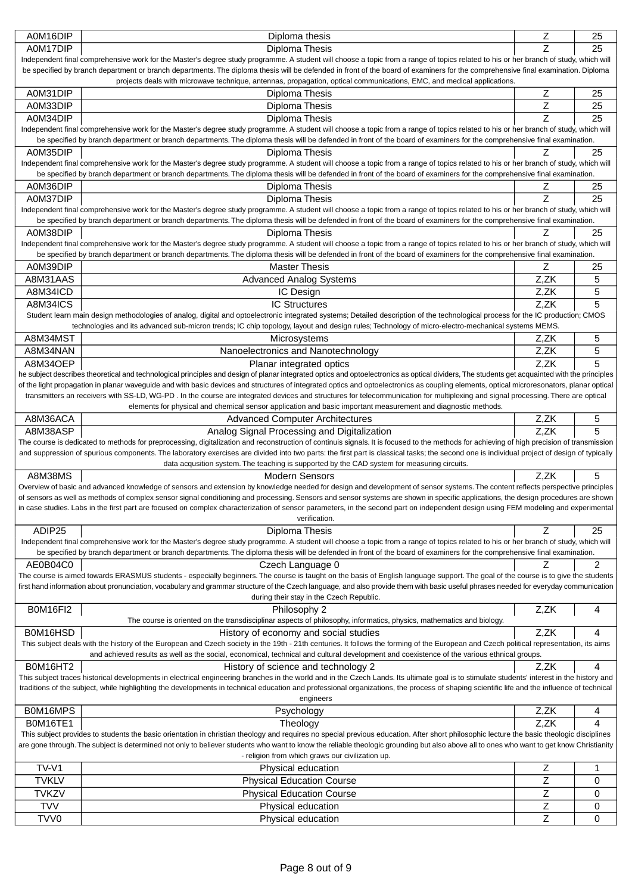| | | | |
|---|---|---|---|
| A0M16DIP | Diploma thesis | Z | 25 |
| A0M17DIP | Diploma Thesis | Z | 25 |
| Independent final comprehensive work for the Master's degree study programme. A student will choose a topic from a range of topics related to his or her branch of study, which will be specified by branch department or branch departments. The diploma thesis will be defended in front of the board of examiners for the comprehensive final examination. Diploma projects deals with microwave technique, antennas, propagation, optical communications, EMC, and medical applications. | | | |
| A0M31DIP | Diploma Thesis | Z | 25 |
| A0M33DIP | Diploma Thesis | Z | 25 |
| A0M34DIP | Diploma Thesis | Z | 25 |
| Independent final comprehensive work for the Master's degree study programme. A student will choose a topic from a range of topics related to his or her branch of study, which will be specified by branch department or branch departments. The diploma thesis will be defended in front of the board of examiners for the comprehensive final examination. | | | |
| A0M35DIP | Diploma Thesis | Z | 25 |
| Independent final comprehensive work for the Master's degree study programme. A student will choose a topic from a range of topics related to his or her branch of study, which will be specified by branch department or branch departments. The diploma thesis will be defended in front of the board of examiners for the comprehensive final examination. | | | |
| A0M36DIP | Diploma Thesis | Z | 25 |
| A0M37DIP | Diploma Thesis | Z | 25 |
| Independent final comprehensive work for the Master's degree study programme. A student will choose a topic from a range of topics related to his or her branch of study, which will be specified by branch department or branch departments. The diploma thesis will be defended in front of the board of examiners for the comprehensive final examination. | | | |
| A0M38DIP | Diploma Thesis | Z | 25 |
| Independent final comprehensive work for the Master's degree study programme. A student will choose a topic from a range of topics related to his or her branch of study, which will be specified by branch department or branch departments. The diploma thesis will be defended in front of the board of examiners for the comprehensive final examination. | | | |
| A0M39DIP | Master Thesis | Z | 25 |
| A8M31AAS | Advanced Analog Systems | Z,ZK | 5 |
| A8M34ICD | IC Design | Z,ZK | 5 |
| A8M34ICS | IC Structures | Z,ZK | 5 |
| Student learn main design methodologies of analog, digital and optoelectronic integrated systems; Detailed description of the technological process for the IC production; CMOS technologies and its advanced sub-micron trends; IC chip topology, layout and design rules; Technology of micro-electro-mechanical systems MEMS. | | | |
| A8M34MST | Microsystems | Z,ZK | 5 |
| A8M34NAN | Nanoelectronics and Nanotechnology | Z,ZK | 5 |
| A8M34OEP | Planar integrated optics | Z,ZK | 5 |
| he subject describes theoretical and technological principles and design of planar integrated optics and optoelectronics as optical dividers, The students get acquainted with the principles of the light propagation in planar waveguide and with basic devices and structures of integrated optics and optoelectronics as coupling elements, optical microresonators, planar optical transmitters an receivers with SS-LD, WG-PD . In the course are integrated devices and structures for telecommunication for multiplexing and signal processing. There are optical elements for physical and chemical sensor application and basic important measurement and diagnostic methods. | | | |
| A8M36ACA | Advanced Computer Architectures | Z,ZK | 5 |
| A8M38ASP | Analog Signal Processing and Digitalization | Z,ZK | 5 |
| The course is dedicated to methods for preprocessing, digitalization and reconstruction of continuis signals. It is focused to the methods for achieving of high precision of transmission and suppression of spurious components. The laboratory exercises are divided into two parts: the first part is classical tasks; the second one is individual project of design of typically data acqusition system. The teaching is supported by the CAD system for measuring circuits. | | | |
| A8M38MS | Modern Sensors | Z,ZK | 5 |
| Overview of basic and advanced knowledge of sensors and extension by knowledge needed for design and development of sensor systems. The content reflects perspective principles of sensors as well as methods of complex sensor signal conditioning and processing. Sensors and sensor systems are shown in specific applications, the design procedures are shown in case studies. Labs in the first part are focused on complex characterization of sensor parameters, in the second part on independent design using FEM modeling and experimental verification. | | | |
| ADIP25 | Diploma Thesis | Z | 25 |
| Independent final comprehensive work for the Master's degree study programme. A student will choose a topic from a range of topics related to his or her branch of study, which will be specified by branch department or branch departments. The diploma thesis will be defended in front of the board of examiners for the comprehensive final examination. | | | |
| AE0B04C0 | Czech Language 0 | Z | 2 |
| The course is aimed towards ERASMUS students - especially beginners. The course is taught on the basis of English language support. The goal of the course is to give the students first hand information about pronunciation, vocabulary and grammar structure of the Czech language, and also provide them with basic useful phrases needed for everyday communication during their stay in the Czech Republic. | | | |
| B0M16FI2 | Philosophy 2 | Z,ZK | 4 |
| The course is oriented on the transdisciplinar aspects of philosophy, informatics, physics, mathematics and biology. | | | |
| B0M16HSD | History of economy and social studies | Z,ZK | 4 |
| This subject deals with the history of the European and Czech society in the 19th - 21th centuries. It follows the forming of the European and Czech political representation, its aims and achieved results as well as the social, economical, technical and cultural development and coexistence of the various ethnical groups. | | | |
| B0M16HT2 | History of science and technology 2 | Z,ZK | 4 |
| This subject traces historical developments in electrical engineering branches in the world and in the Czech Lands. Its ultimate goal is to stimulate students' interest in the history and traditions of the subject, while highlighting the developments in technical education and professional organizations, the process of shaping scientific life and the influence of technical engineers | | | |
| B0M16MPS | Psychology | Z,ZK | 4 |
| B0M16TE1 | Theology | Z,ZK | 4 |
| This subject provides to students the basic orientation in christian theology and requires no special previous education. After short philosophic lecture the basic theologic disciplines are gone through. The subject is determined not only to believer students who want to know the reliable theologic grounding but also above all to ones who want to get know Christianity - religion from which graws our civilization up. | | | |
| TV-V1 | Physical education | Z | 1 |
| TVKLV | Physical Education Course | Z | 0 |
| TVKZV | Physical Education Course | Z | 0 |
| TVV | Physical education | Z | 0 |
| TVV0 | Physical education | Z | 0 |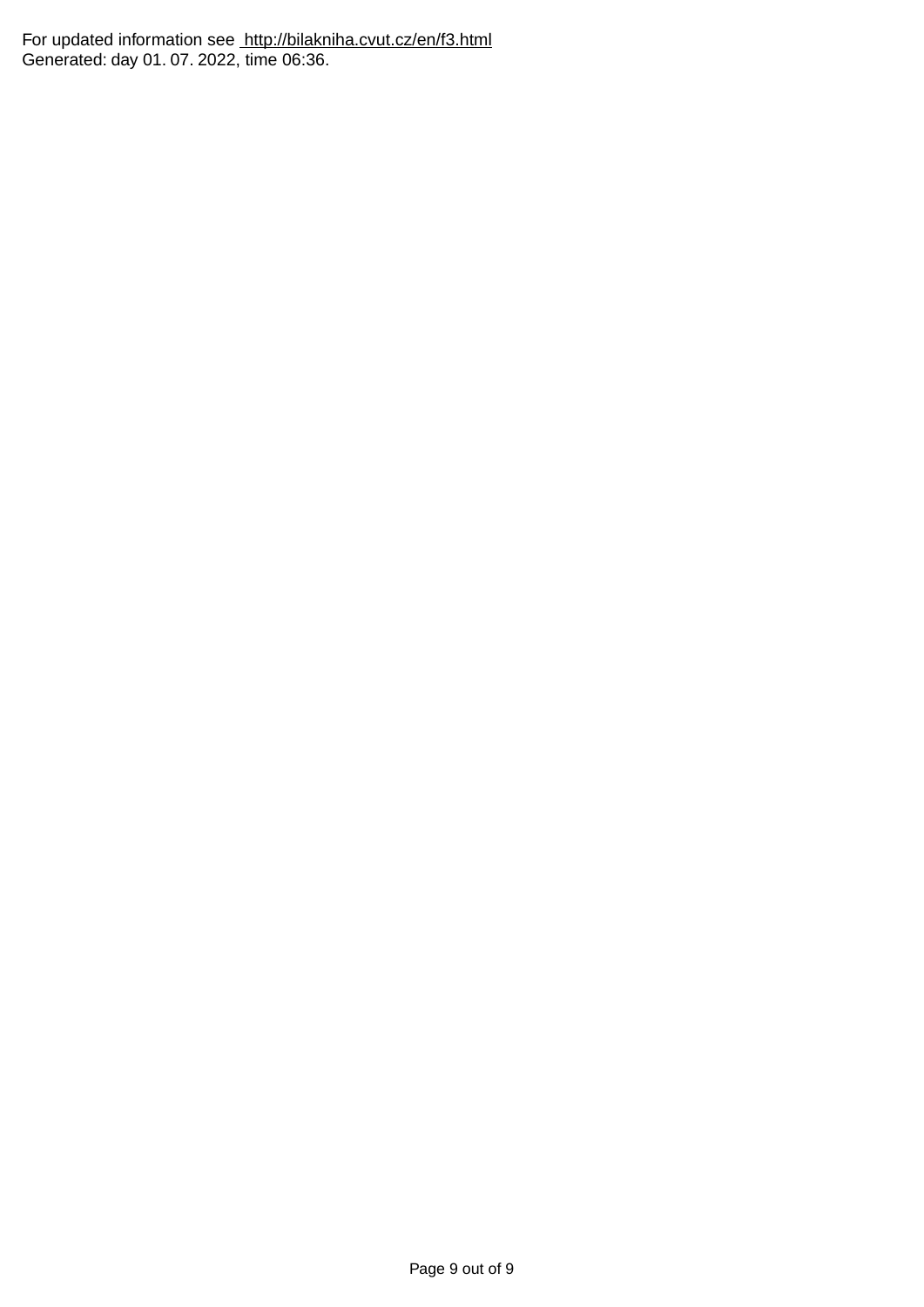For updated information see http://bilakniha.cvut.cz/en/f3.html
Generated: day 01. 07. 2022, time 06:36.